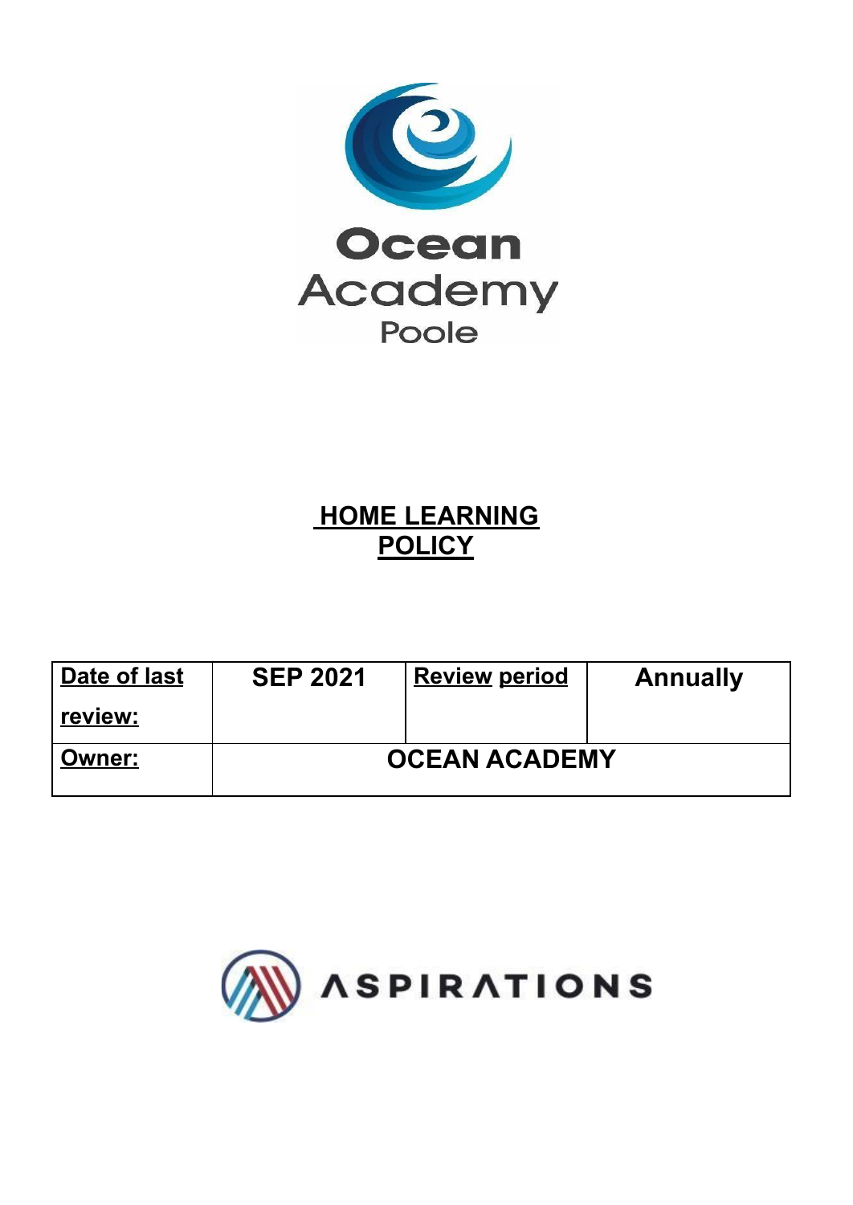Ocean Academy Poole

# HOME LEARNING POLICY

| Date of last review: | SEP 2021 | Review period | Annually |
| --- | --- | --- | --- |
| Owner: | OCEAN ACADEMY | | |

ASPIRATIONS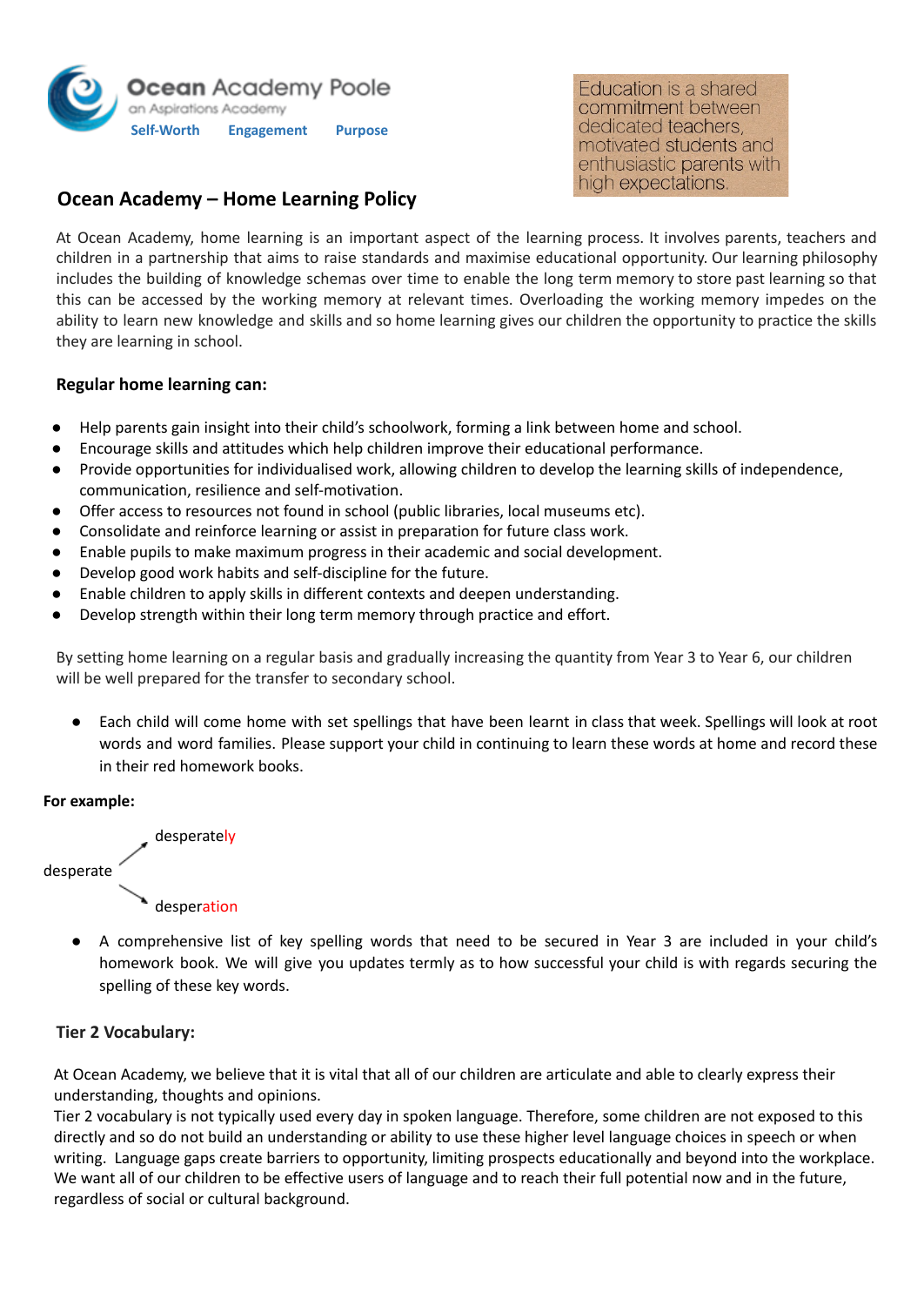**Ocean Academy Poole**
an Aspirations Academy
Self-Worth Engagement Purpose

Education is a shared commitment between dedicated teachers, motivated students and enthusiastic parents with high expectations.

# Ocean Academy – Home Learning Policy

At Ocean Academy, home learning is an important aspect of the learning process. It involves parents, teachers and children in a partnership that aims to raise standards and maximise educational opportunity. Our learning philosophy includes the building of knowledge schemas over time to enable the long term memory to store past learning so that this can be accessed by the working memory at relevant times. Overloading the working memory impedes on the ability to learn new knowledge and skills and so home learning gives our children the opportunity to practice the skills they are learning in school.

## Regular home learning can:

- Help parents gain insight into their child's schoolwork, forming a link between home and school.
- Encourage skills and attitudes which help children improve their educational performance.
- Provide opportunities for individualised work, allowing children to develop the learning skills of independence, communication, resilience and self-motivation.
- Offer access to resources not found in school (public libraries, local museums etc).
- Consolidate and reinforce learning or assist in preparation for future class work.
- Enable pupils to make maximum progress in their academic and social development.
- Develop good work habits and self-discipline for the future.
- Enable children to apply skills in different contexts and deepen understanding.
- Develop strength within their long term memory through practice and effort.

By setting home learning on a regular basis and gradually increasing the quantity from Year 3 to Year 6, our children will be well prepared for the transfer to secondary school.

- Each child will come home with set spellings that have been learnt in class that week. Spellings will look at root words and word families. Please support your child in continuing to learn these words at home and record these in their red homework books.

**For example:**

desperate → desperate**ly**

desperate → desper**ation**

- A comprehensive list of key spelling words that need to be secured in Year 3 are included in your child's homework book. We will give you updates termly as to how successful your child is with regards securing the spelling of these key words.

## Tier 2 Vocabulary:

At Ocean Academy, we believe that it is vital that all of our children are articulate and able to clearly express their understanding, thoughts and opinions.

Tier 2 vocabulary is not typically used every day in spoken language. Therefore, some children are not exposed to this directly and so do not build an understanding or ability to use these higher level language choices in speech or when writing. Language gaps create barriers to opportunity, limiting prospects educationally and beyond into the workplace. We want all of our children to be effective users of language and to reach their full potential now and in the future, regardless of social or cultural background.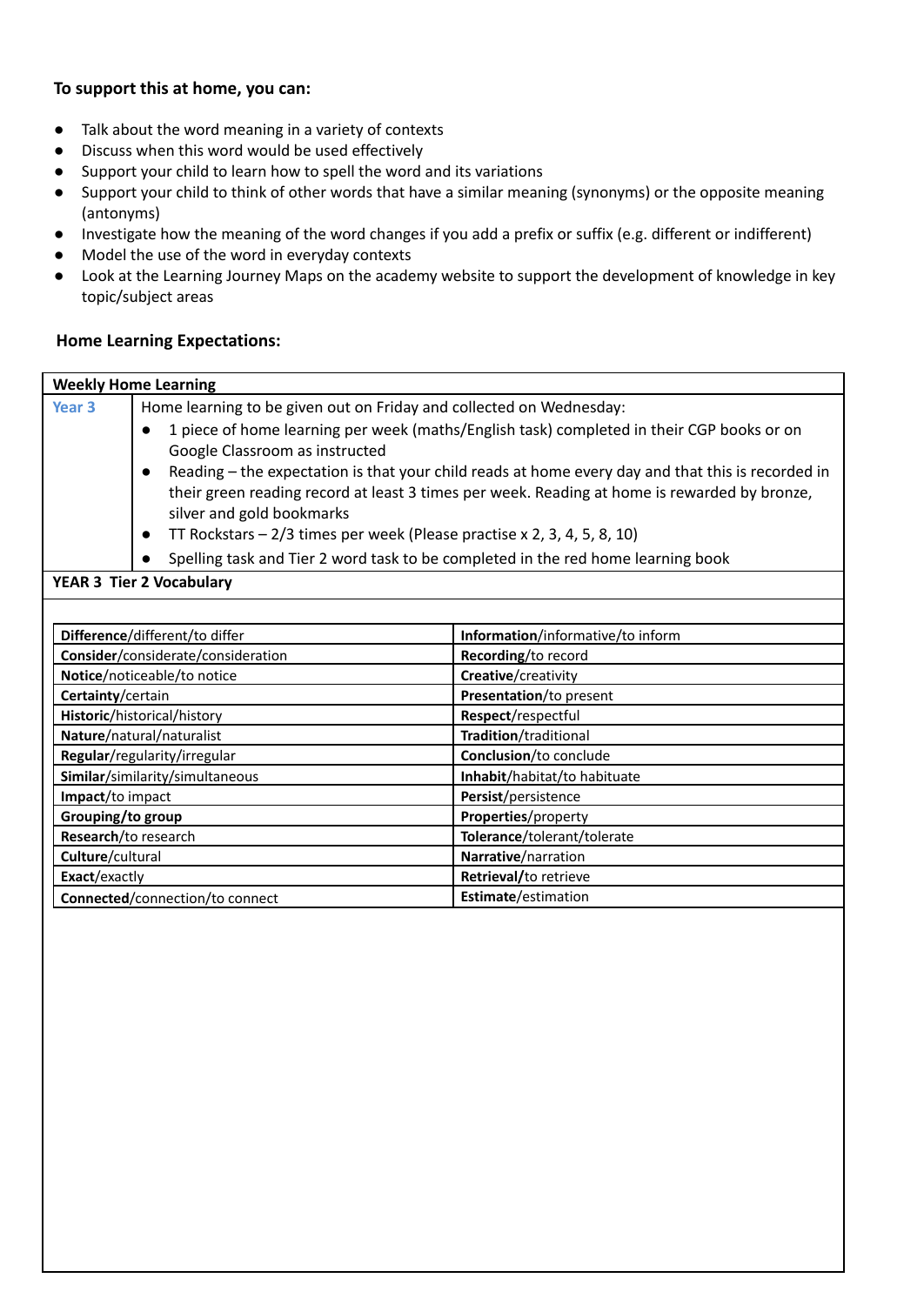**To support this at home, you can:**

- Talk about the word meaning in a variety of contexts
- Discuss when this word would be used effectively
- Support your child to learn how to spell the word and its variations
- Support your child to think of other words that have a similar meaning (synonyms) or the opposite meaning (antonyms)
- Investigate how the meaning of the word changes if you add a prefix or suffix (e.g. different or indifferent)
- Model the use of the word in everyday contexts
- Look at the Learning Journey Maps on the academy website to support the development of knowledge in key topic/subject areas

**Home Learning Expectations:**

| **Weekly Home Learning** | |
|---|---|
| Year 3 | Home learning to be given out on Friday and collected on Wednesday:<br>• 1 piece of home learning per week (maths/English task) completed in their CGP books or on Google Classroom as instructed<br>• Reading – the expectation is that your child reads at home every day and that this is recorded in their green reading record at least 3 times per week. Reading at home is rewarded by bronze, silver and gold bookmarks<br>• TT Rockstars – 2/3 times per week (Please practise x 2, 3, 4, 5, 8, 10)<br>• Spelling task and Tier 2 word task to be completed in the red home learning book |

**YEAR 3 Tier 2 Vocabulary**

| | |
|---|---|
| **Difference**/different/to differ | **Information**/informative/to inform |
| **Consider**/considerate/consideration | **Recording**/to record |
| **Notice**/noticeable/to notice | **Creative**/creativity |
| **Certainty**/certain | **Presentation**/to present |
| **Historic**/historical/history | **Respect**/respectful |
| **Nature**/natural/naturalist | **Tradition**/traditional |
| **Regular**/regularity/irregular | **Conclusion**/to conclude |
| **Similar**/similarity/simultaneous | **Inhabit**/habitat/to habituate |
| **Impact**/to impact | **Persist**/persistence |
| **Grouping/to group** | **Properties**/property |
| **Research**/to research | **Tolerance**/tolerant/tolerate |
| **Culture**/cultural | **Narrative**/narration |
| **Exact**/exactly | **Retrieval/**to retrieve |
| **Connected**/connection/to connect | **Estimate**/estimation |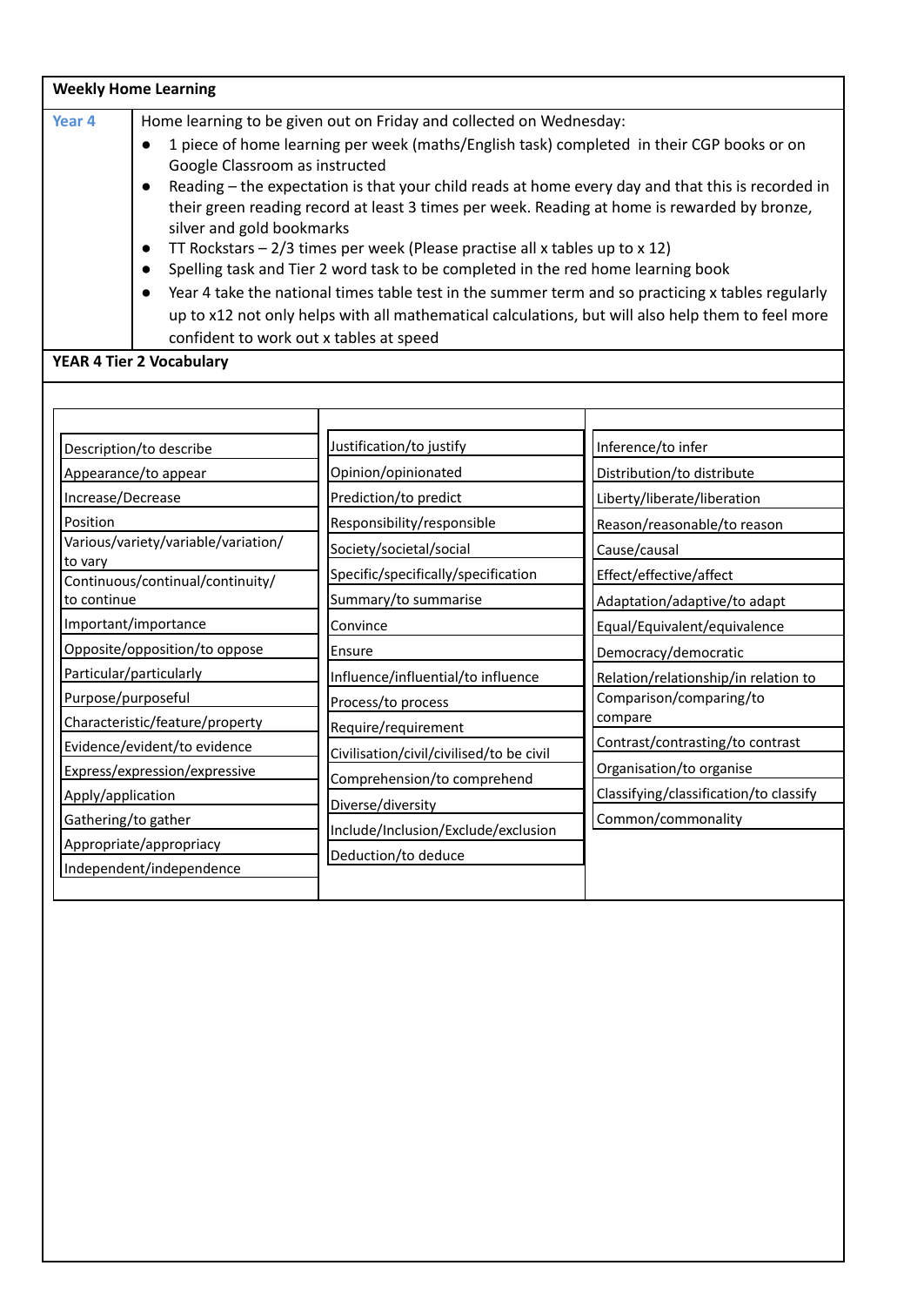| **Weekly Home Learning** | |
|---|---|
| Year 4 | Home learning to be given out on Friday and collected on Wednesday:<br>• 1 piece of home learning per week (maths/English task) completed in their CGP books or on Google Classroom as instructed<br>• Reading – the expectation is that your child reads at home every day and that this is recorded in their green reading record at least 3 times per week. Reading at home is rewarded by bronze, silver and gold bookmarks<br>• TT Rockstars – 2/3 times per week (Please practise all x tables up to x 12)<br>• Spelling task and Tier 2 word task to be completed in the red home learning book<br>• Year 4 take the national times table test in the summer term and so practicing x tables regularly up to x12 not only helps with all mathematical calculations, but will also help them to feel more confident to work out x tables at speed |

**YEAR 4 Tier 2 Vocabulary**

| | | |
|---|---|---|
| Description/to describe | Justification/to justify | Inference/to infer |
| Appearance/to appear | Opinion/opinionated | Distribution/to distribute |
| Increase/Decrease | Prediction/to predict | Liberty/liberate/liberation |
| Position | Responsibility/responsible | Reason/reasonable/to reason |
| Various/variety/variable/variation/ to vary | Society/societal/social | Cause/causal |
| Continuous/continual/continuity/ to continue | Specific/specifically/specification | Effect/effective/affect |
| Important/importance | Summary/to summarise | Adaptation/adaptive/to adapt |
| Opposite/opposition/to oppose | Convince | Equal/Equivalent/equivalence |
| Particular/particularly | Ensure | Democracy/democratic |
| Purpose/purposeful | Influence/influential/to influence | Relation/relationship/in relation to |
| Characteristic/feature/property | Process/to process | Comparison/comparing/to compare |
| Evidence/evident/to evidence | Require/requirement | Contrast/contrasting/to contrast |
| Express/expression/expressive | Civilisation/civil/civilised/to be civil | Organisation/to organise |
| Apply/application | Comprehension/to comprehend | Classifying/classification/to classify |
| Gathering/to gather | Diverse/diversity | Common/commonality |
| Appropriate/appropriacy | Include/Inclusion/Exclude/exclusion | |
| Independent/independence | Deduction/to deduce | |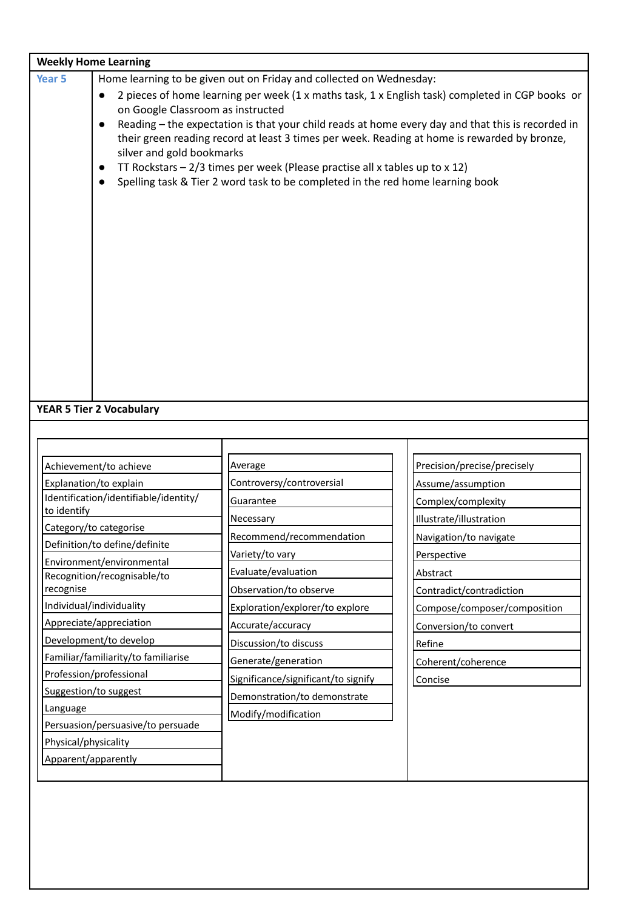## Weekly Home Learning

| | |
|---|---|
| **Year 5** | Home learning to be given out on Friday and collected on Wednesday:<br>• 2 pieces of home learning per week (1 x maths task, 1 x English task) completed in CGP books or on Google Classroom as instructed<br>• Reading – the expectation is that your child reads at home every day and that this is recorded in their green reading record at least 3 times per week. Reading at home is rewarded by bronze, silver and gold bookmarks<br>• TT Rockstars – 2/3 times per week (Please practise all x tables up to x 12)<br>• Spelling task & Tier 2 word task to be completed in the red home learning book |

## YEAR 5 Tier 2 Vocabulary

| | | |
|---|---|---|
| Achievement/to achieve | Average | Precision/precise/precisely |
| Explanation/to explain | Controversy/controversial | Assume/assumption |
| Identification/identifiable/identity/ to identify | Guarantee | Complex/complexity |
| Category/to categorise | Necessary | Illustrate/illustration |
| Definition/to define/definite | Recommend/recommendation | Navigation/to navigate |
| Environment/environmental | Variety/to vary | Perspective |
| Recognition/recognisable/to recognise | Evaluate/evaluation | Abstract |
| Individual/individuality | Observation/to observe | Contradict/contradiction |
| Appreciate/appreciation | Exploration/explorer/to explore | Compose/composer/composition |
| Development/to develop | Accurate/accuracy | Conversion/to convert |
| Familiar/familiarity/to familiarise | Discussion/to discuss | Refine |
| Profession/professional | Generate/generation | Coherent/coherence |
| Suggestion/to suggest | Significance/significant/to signify | Concise |
| Language | Demonstration/to demonstrate | |
| Persuasion/persuasive/to persuade | Modify/modification | |
| Physical/physicality | | |
| Apparent/apparently | | |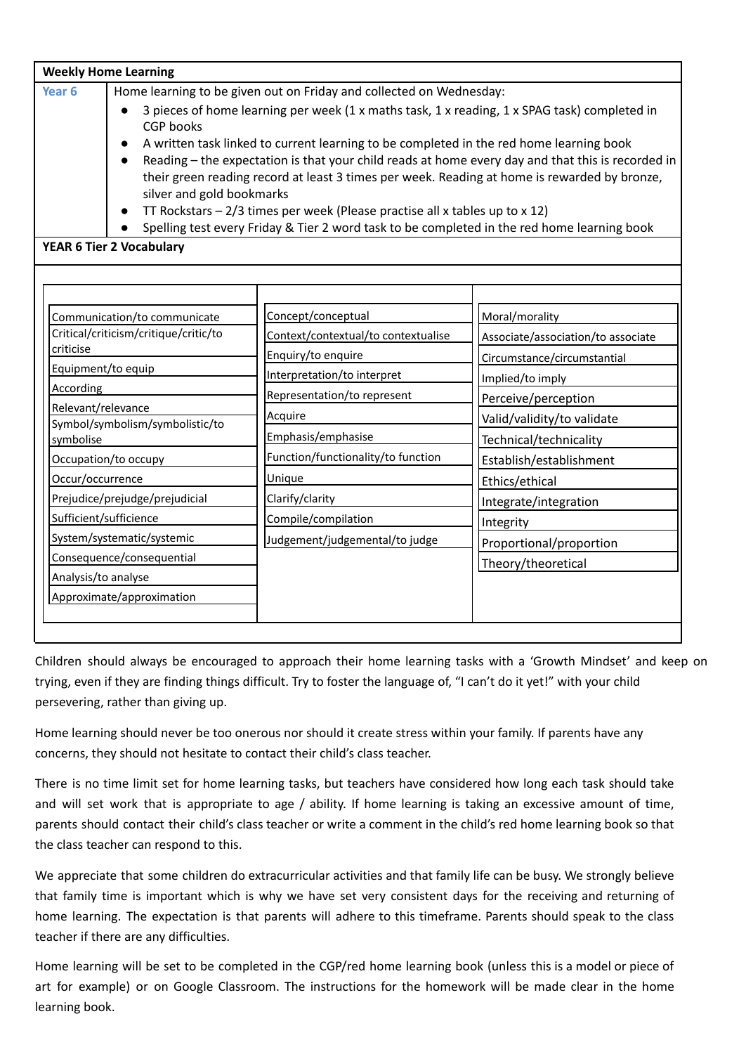| Weekly Home Learning | |
|---|---|
| Year 6 | Home learning to be given out on Friday and collected on Wednesday:<br>• 3 pieces of home learning per week (1 x maths task, 1 x reading, 1 x SPAG task) completed in CGP books<br>• A written task linked to current learning to be completed in the red home learning book<br>• Reading – the expectation is that your child reads at home every day and that this is recorded in their green reading record at least 3 times per week. Reading at home is rewarded by bronze, silver and gold bookmarks<br>• TT Rockstars – 2/3 times per week (Please practise all x tables up to x 12)<br>• Spelling test every Friday & Tier 2 word task to be completed in the red home learning book |

**YEAR 6 Tier 2 Vocabulary**

| | | |
|---|---|---|
| Communication/to communicate | Concept/conceptual | Moral/morality |
| Critical/criticism/critique/critic/to criticise | Context/contextual/to contextualise | Associate/association/to associate |
| Equipment/to equip | Enquiry/to enquire | Circumstance/circumstantial |
| According | Interpretation/to interpret | Implied/to imply |
| Relevant/relevance | Representation/to represent | Perceive/perception |
| Symbol/symbolism/symbolistic/to symbolise | Acquire | Valid/validity/to validate |
| Occupation/to occupy | Emphasis/emphasise | Technical/technicality |
| Occur/occurrence | Function/functionality/to function | Establish/establishment |
| Prejudice/prejudge/prejudicial | Unique | Ethics/ethical |
| Sufficient/sufficience | Clarify/clarity | Integrate/integration |
| System/systematic/systemic | Compile/compilation | Integrity |
| Consequence/consequential | Judgement/judgemental/to judge | Proportional/proportion |
| Analysis/to analyse | | Theory/theoretical |
| Approximate/approximation | | |

Children should always be encouraged to approach their home learning tasks with a 'Growth Mindset' and keep on trying, even if they are finding things difficult. Try to foster the language of, "I can't do it yet!" with your child persevering, rather than giving up.

Home learning should never be too onerous nor should it create stress within your family. If parents have any concerns, they should not hesitate to contact their child's class teacher.

There is no time limit set for home learning tasks, but teachers have considered how long each task should take and will set work that is appropriate to age / ability. If home learning is taking an excessive amount of time, parents should contact their child's class teacher or write a comment in the child's red home learning book so that the class teacher can respond to this.

We appreciate that some children do extracurricular activities and that family life can be busy. We strongly believe that family time is important which is why we have set very consistent days for the receiving and returning of home learning. The expectation is that parents will adhere to this timeframe. Parents should speak to the class teacher if there are any difficulties.

Home learning will be set to be completed in the CGP/red home learning book (unless this is a model or piece of art for example) or on Google Classroom. The instructions for the homework will be made clear in the home learning book.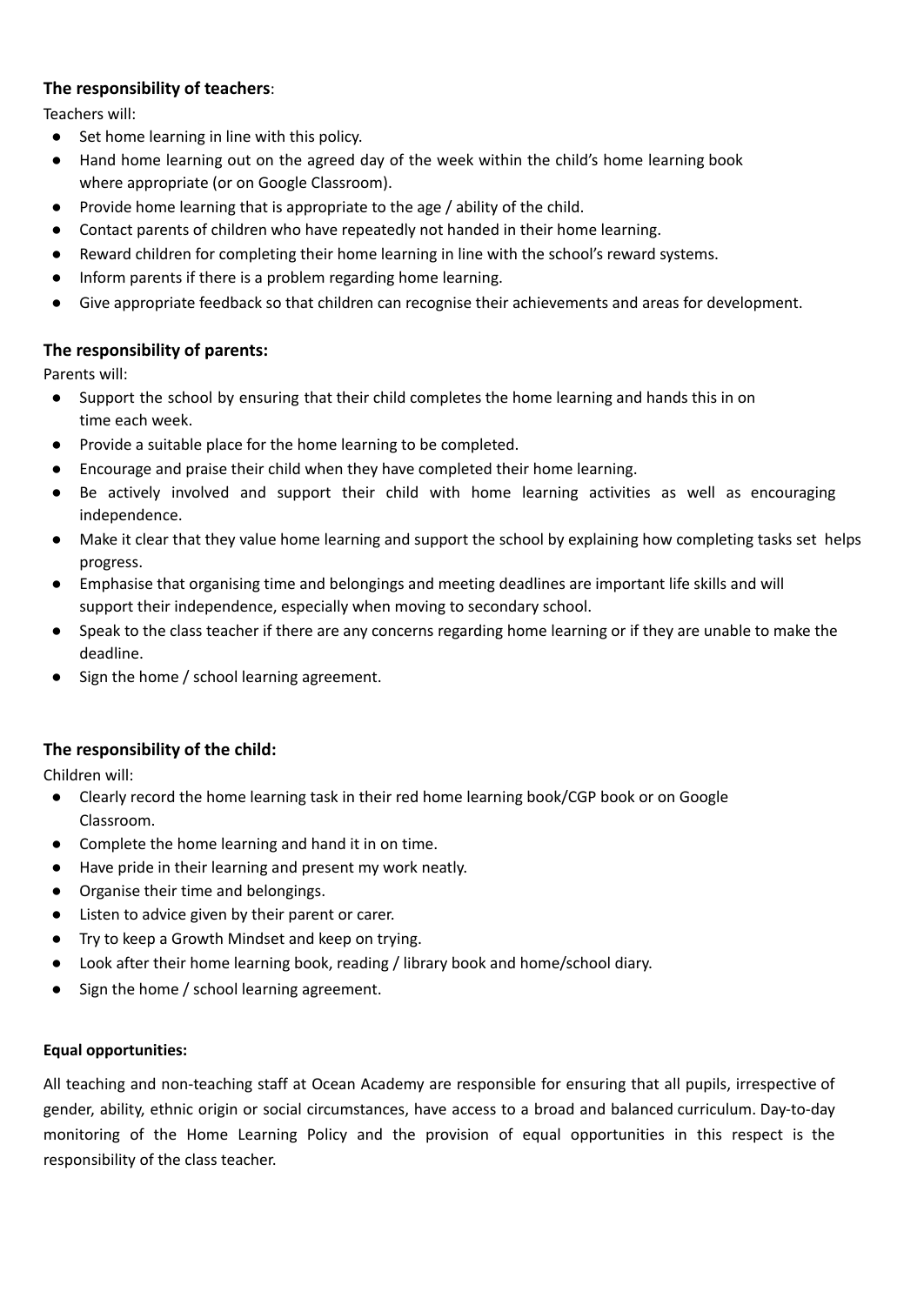### **The responsibility of teachers**:

Teachers will:

- Set home learning in line with this policy.
- Hand home learning out on the agreed day of the week within the child's home learning book where appropriate (or on Google Classroom).
- Provide home learning that is appropriate to the age / ability of the child.
- Contact parents of children who have repeatedly not handed in their home learning.
- Reward children for completing their home learning in line with the school's reward systems.
- Inform parents if there is a problem regarding home learning.
- Give appropriate feedback so that children can recognise their achievements and areas for development.

### **The responsibility of parents:**

Parents will:

- Support the school by ensuring that their child completes the home learning and hands this in on time each week.
- Provide a suitable place for the home learning to be completed.
- Encourage and praise their child when they have completed their home learning.
- Be actively involved and support their child with home learning activities as well as encouraging independence.
- Make it clear that they value home learning and support the school by explaining how completing tasks set helps progress.
- Emphasise that organising time and belongings and meeting deadlines are important life skills and will support their independence, especially when moving to secondary school.
- Speak to the class teacher if there are any concerns regarding home learning or if they are unable to make the deadline.
- Sign the home / school learning agreement.

### **The responsibility of the child:**

Children will:

- Clearly record the home learning task in their red home learning book/CGP book or on Google Classroom.
- Complete the home learning and hand it in on time.
- Have pride in their learning and present my work neatly.
- Organise their time and belongings.
- Listen to advice given by their parent or carer.
- Try to keep a Growth Mindset and keep on trying.
- Look after their home learning book, reading / library book and home/school diary.
- Sign the home / school learning agreement.

#### **Equal opportunities:**

All teaching and non-teaching staff at Ocean Academy are responsible for ensuring that all pupils, irrespective of gender, ability, ethnic origin or social circumstances, have access to a broad and balanced curriculum. Day-to-day monitoring of the Home Learning Policy and the provision of equal opportunities in this respect is the responsibility of the class teacher.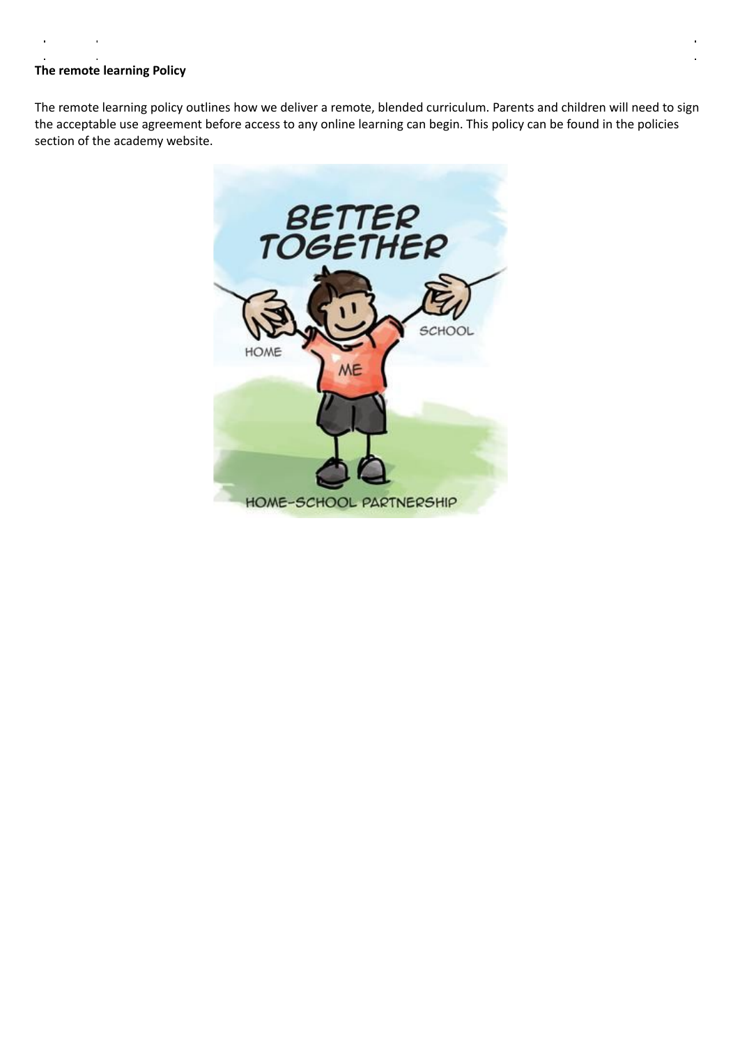**The remote learning Policy**

The remote learning policy outlines how we deliver a remote, blended curriculum. Parents and children will need to sign the acceptable use agreement before access to any online learning can begin. This policy can be found in the policies section of the academy website.